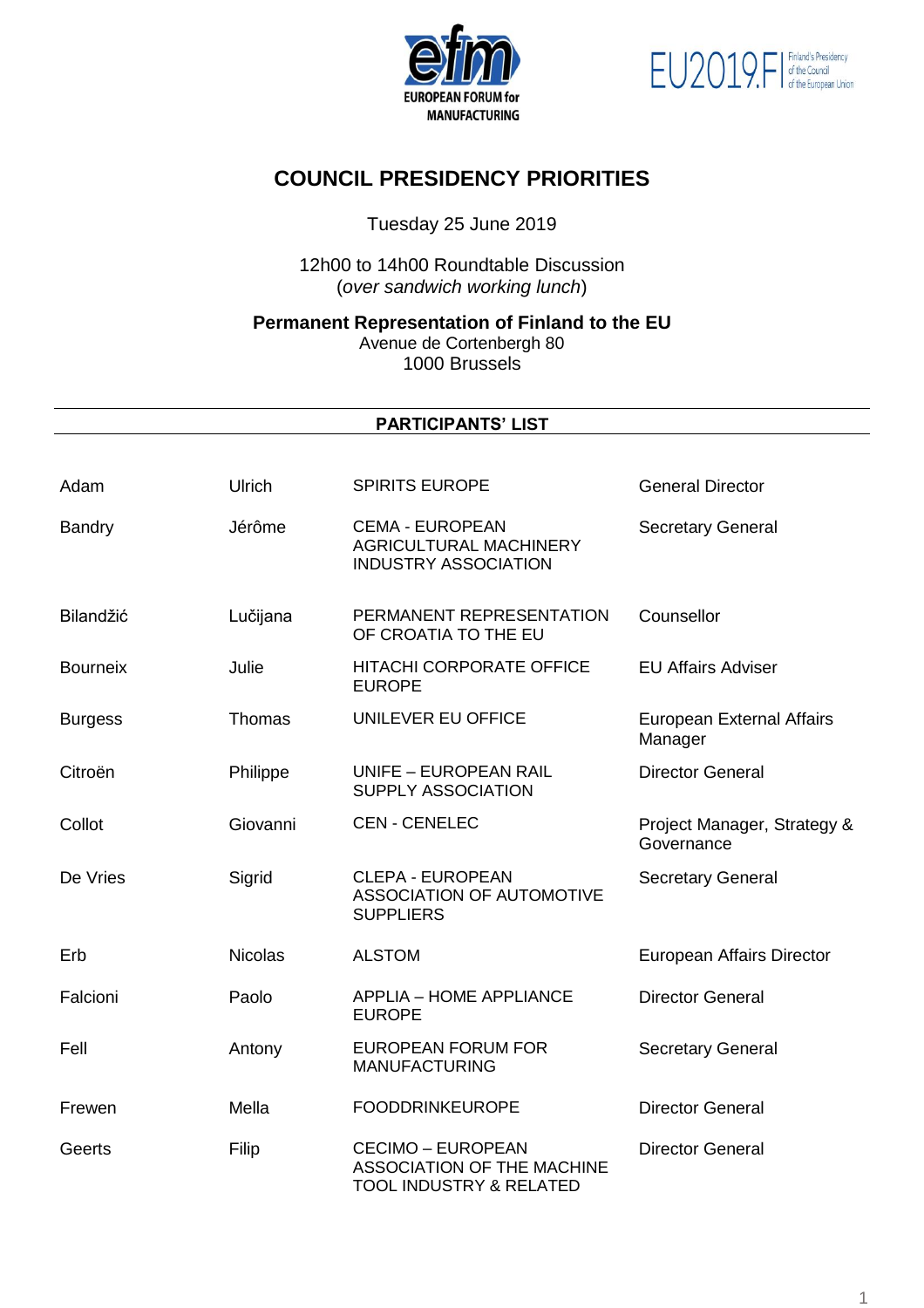EUROPEAN FORUM for MANUFACTURING

EU2019.FI Finland's Presidency of the Council of the European Union

# COUNCIL PRESIDENCY PRIORITIES

Tuesday 25 June 2019

12h00 to 14h00 Roundtable Discussion
(*over sandwich working lunch*)

**Permanent Representation of Finland to the EU**
Avenue de Cortenbergh 80
1000 Brussels

## PARTICIPANTS' LIST

| | | | |
|---|---|---|---|
| Adam | Ulrich | SPIRITS EUROPE | General Director |
| Bandry | Jérôme | CEMA - EUROPEAN AGRICULTURAL MACHINERY INDUSTRY ASSOCIATION | Secretary General |
| Bilandžić | Lučijana | PERMANENT REPRESENTATION OF CROATIA TO THE EU | Counsellor |
| Bourneix | Julie | HITACHI CORPORATE OFFICE EUROPE | EU Affairs Adviser |
| Burgess | Thomas | UNILEVER EU OFFICE | European External Affairs Manager |
| Citroën | Philippe | UNIFE – EUROPEAN RAIL SUPPLY ASSOCIATION | Director General |
| Collot | Giovanni | CEN - CENELEC | Project Manager, Strategy & Governance |
| De Vries | Sigrid | CLEPA - EUROPEAN ASSOCIATION OF AUTOMOTIVE SUPPLIERS | Secretary General |
| Erb | Nicolas | ALSTOM | European Affairs Director |
| Falcioni | Paolo | APPLIA – HOME APPLIANCE EUROPE | Director General |
| Fell | Antony | EUROPEAN FORUM FOR MANUFACTURING | Secretary General |
| Frewen | Mella | FOODDRINKEUROPE | Director General |
| Geerts | Filip | CECIMO – EUROPEAN ASSOCIATION OF THE MACHINE TOOL INDUSTRY & RELATED | Director General |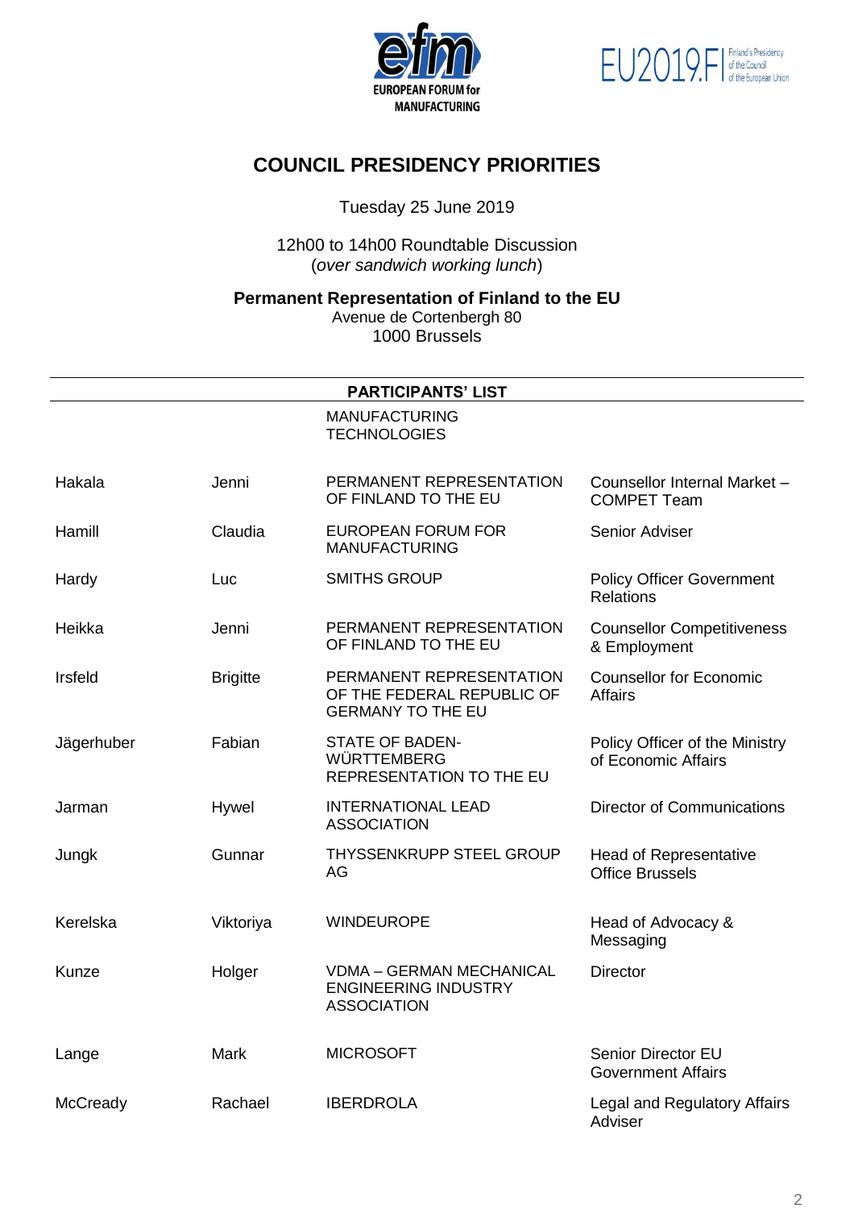# COUNCIL PRESIDENCY PRIORITIES

Tuesday 25 June 2019

12h00 to 14h00 Roundtable Discussion
(*over sandwich working lunch*)

**Permanent Representation of Finland to the EU**
Avenue de Cortenbergh 80
1000 Brussels

**PARTICIPANTS' LIST**

| | | | |
|---|---|---|---|
| | | MANUFACTURING TECHNOLOGIES | |
| Hakala | Jenni | PERMANENT REPRESENTATION OF FINLAND TO THE EU | Counsellor Internal Market – COMPET Team |
| Hamill | Claudia | EUROPEAN FORUM FOR MANUFACTURING | Senior Adviser |
| Hardy | Luc | SMITHS GROUP | Policy Officer Government Relations |
| Heikka | Jenni | PERMANENT REPRESENTATION OF FINLAND TO THE EU | Counsellor Competitiveness & Employment |
| Irsfeld | Brigitte | PERMANENT REPRESENTATION OF THE FEDERAL REPUBLIC OF GERMANY TO THE EU | Counsellor for Economic Affairs |
| Jägerhuber | Fabian | STATE OF BADEN-WÜRTTEMBERG REPRESENTATION TO THE EU | Policy Officer of the Ministry of Economic Affairs |
| Jarman | Hywel | INTERNATIONAL LEAD ASSOCIATION | Director of Communications |
| Jungk | Gunnar | THYSSENKRUPP STEEL GROUP AG | Head of Representative Office Brussels |
| Kerelska | Viktoriya | WINDEUROPE | Head of Advocacy & Messaging |
| Kunze | Holger | VDMA – GERMAN MECHANICAL ENGINEERING INDUSTRY ASSOCIATION | Director |
| Lange | Mark | MICROSOFT | Senior Director EU Government Affairs |
| McCready | Rachael | IBERDROLA | Legal and Regulatory Affairs Adviser |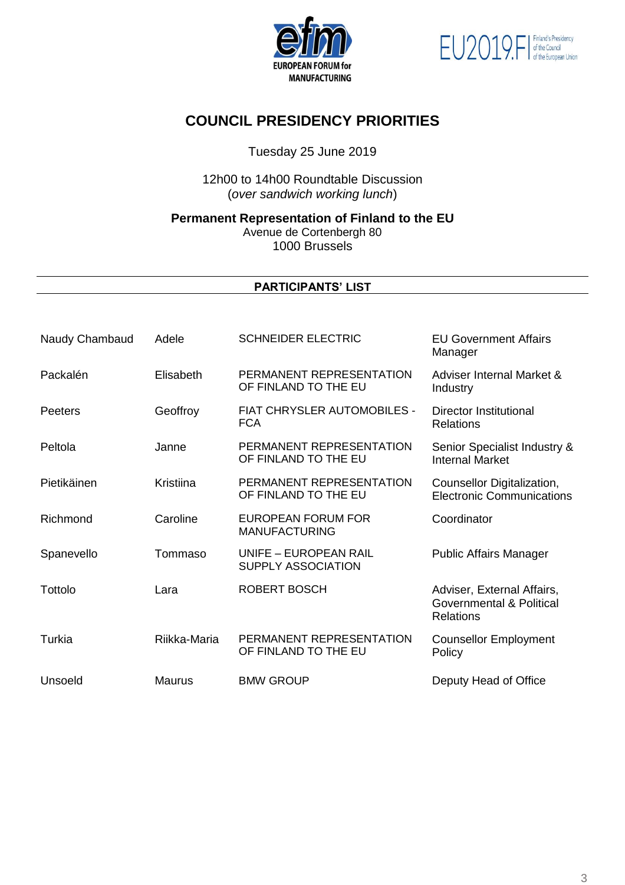EUROPEAN FORUM for MANUFACTURING

EU2019.FI Finland's Presidency of the Council of the European Union

# COUNCIL PRESIDENCY PRIORITIES

Tuesday 25 June 2019

12h00 to 14h00 Roundtable Discussion
(*over sandwich working lunch*)

**Permanent Representation of Finland to the EU**
Avenue de Cortenbergh 80
1000 Brussels

## PARTICIPANTS' LIST

| | | | |
|---|---|---|---|
| Naudy Chambaud | Adele | SCHNEIDER ELECTRIC | EU Government Affairs Manager |
| Packalén | Elisabeth | PERMANENT REPRESENTATION OF FINLAND TO THE EU | Adviser Internal Market & Industry |
| Peeters | Geoffroy | FIAT CHRYSLER AUTOMOBILES - FCA | Director Institutional Relations |
| Peltola | Janne | PERMANENT REPRESENTATION OF FINLAND TO THE EU | Senior Specialist Industry & Internal Market |
| Pietikäinen | Kristiina | PERMANENT REPRESENTATION OF FINLAND TO THE EU | Counsellor Digitalization, Electronic Communications |
| Richmond | Caroline | EUROPEAN FORUM FOR MANUFACTURING | Coordinator |
| Spanevello | Tommaso | UNIFE – EUROPEAN RAIL SUPPLY ASSOCIATION | Public Affairs Manager |
| Tottolo | Lara | ROBERT BOSCH | Adviser, External Affairs, Governmental & Political Relations |
| Turkia | Riikka-Maria | PERMANENT REPRESENTATION OF FINLAND TO THE EU | Counsellor Employment Policy |
| Unsoeld | Maurus | BMW GROUP | Deputy Head of Office |